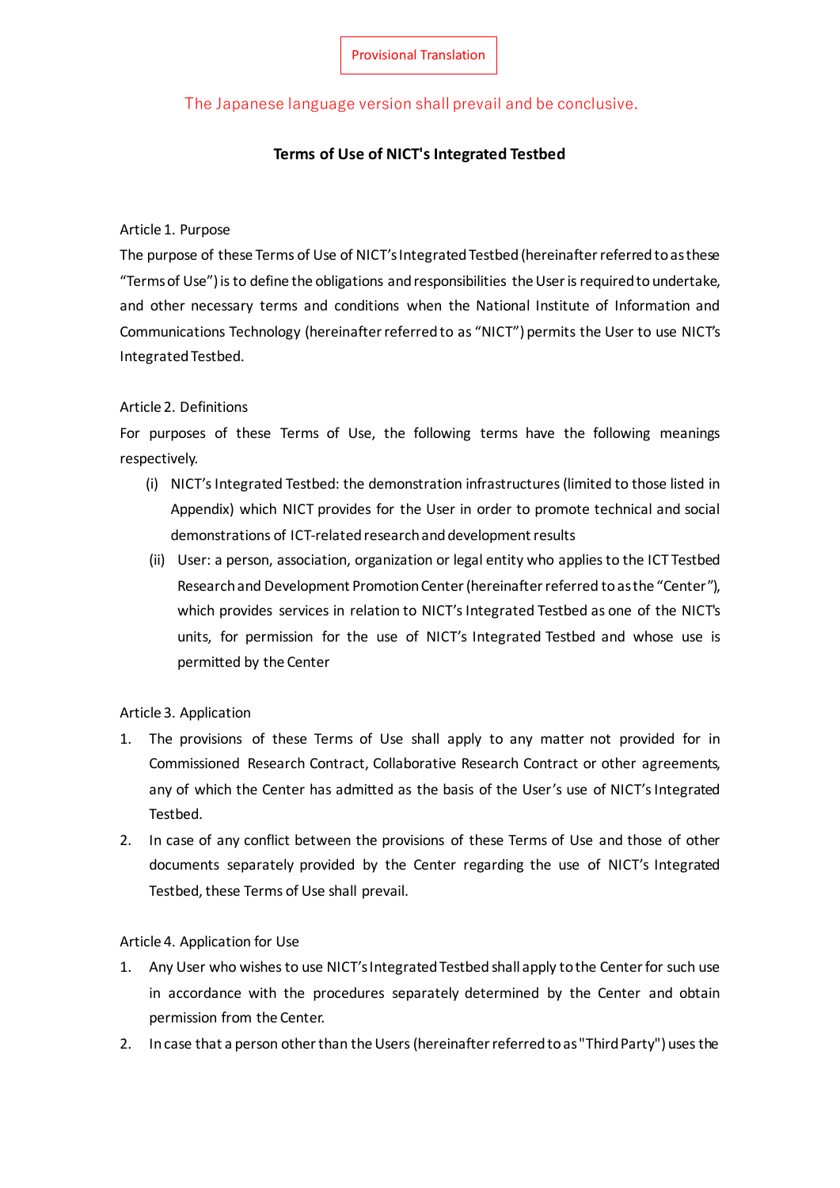Provisional Translation

The Japanese language version shall prevail and be conclusive.

# Terms of Use of NICT's Integrated Testbed

Article 1. Purpose

The purpose of these Terms of Use of NICT's Integrated Testbed (hereinafter referred to as these "Terms of Use") is to define the obligations and responsibilities the User is required to undertake, and other necessary terms and conditions when the National Institute of Information and Communications Technology (hereinafter referred to as "NICT") permits the User to use NICT's Integrated Testbed.

Article 2. Definitions

For purposes of these Terms of Use, the following terms have the following meanings respectively.

(i) NICT's Integrated Testbed: the demonstration infrastructures (limited to those listed in Appendix) which NICT provides for the User in order to promote technical and social demonstrations of ICT-related research and development results

(ii) User: a person, association, organization or legal entity who applies to the ICT Testbed Research and Development Promotion Center (hereinafter referred to as the "Center"), which provides services in relation to NICT's Integrated Testbed as one of the NICT's units, for permission for the use of NICT's Integrated Testbed and whose use is permitted by the Center

Article 3. Application

1. The provisions of these Terms of Use shall apply to any matter not provided for in Commissioned Research Contract, Collaborative Research Contract or other agreements, any of which the Center has admitted as the basis of the User's use of NICT's Integrated Testbed.
2. In case of any conflict between the provisions of these Terms of Use and those of other documents separately provided by the Center regarding the use of NICT's Integrated Testbed, these Terms of Use shall prevail.

Article 4. Application for Use

1. Any User who wishes to use NICT's Integrated Testbed shall apply to the Center for such use in accordance with the procedures separately determined by the Center and obtain permission from the Center.
2. In case that a person other than the Users (hereinafter referred to as "Third Party") uses the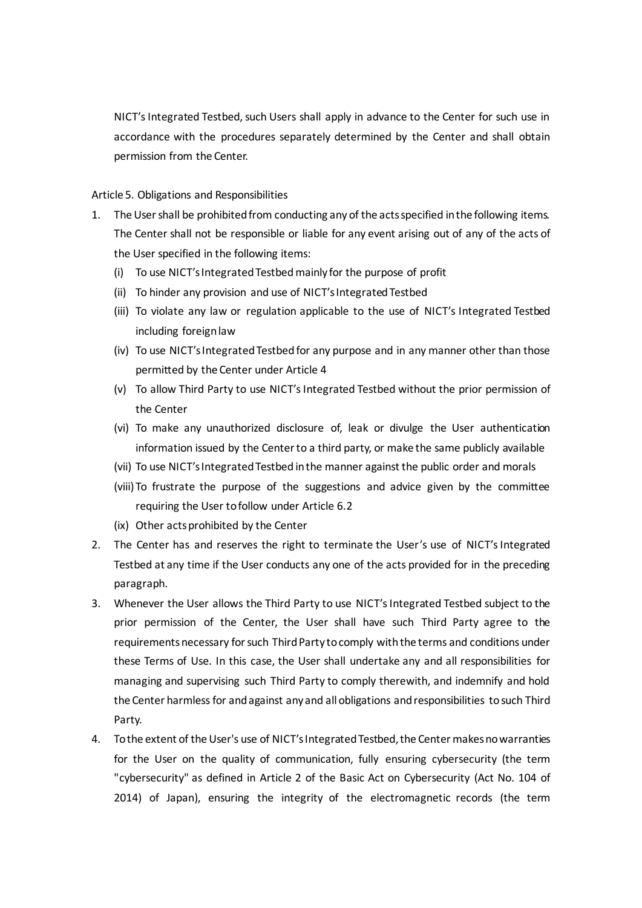NICT's Integrated Testbed, such Users shall apply in advance to the Center for such use in accordance with the procedures separately determined by the Center and shall obtain permission from the Center.

Article 5. Obligations and Responsibilities

1. The User shall be prohibited from conducting any of the acts specified in the following items. The Center shall not be responsible or liable for any event arising out of any of the acts of the User specified in the following items:
   (i) To use NICT's Integrated Testbed mainly for the purpose of profit
   (ii) To hinder any provision and use of NICT's Integrated Testbed
   (iii) To violate any law or regulation applicable to the use of NICT's Integrated Testbed including foreign law
   (iv) To use NICT's Integrated Testbed for any purpose and in any manner other than those permitted by the Center under Article 4
   (v) To allow Third Party to use NICT's Integrated Testbed without the prior permission of the Center
   (vi) To make any unauthorized disclosure of, leak or divulge the User authentication information issued by the Center to a third party, or make the same publicly available
   (vii) To use NICT's Integrated Testbed in the manner against the public order and morals
   (viii) To frustrate the purpose of the suggestions and advice given by the committee requiring the User to follow under Article 6.2
   (ix) Other acts prohibited by the Center
2. The Center has and reserves the right to terminate the User's use of NICT's Integrated Testbed at any time if the User conducts any one of the acts provided for in the preceding paragraph.
3. Whenever the User allows the Third Party to use NICT's Integrated Testbed subject to the prior permission of the Center, the User shall have such Third Party agree to the requirements necessary for such Third Party to comply with the terms and conditions under these Terms of Use. In this case, the User shall undertake any and all responsibilities for managing and supervising such Third Party to comply therewith, and indemnify and hold the Center harmless for and against any and all obligations and responsibilities to such Third Party.
4. To the extent of the User's use of NICT's Integrated Testbed, the Center makes no warranties for the User on the quality of communication, fully ensuring cybersecurity (the term "cybersecurity" as defined in Article 2 of the Basic Act on Cybersecurity (Act No. 104 of 2014) of Japan), ensuring the integrity of the electromagnetic records (the term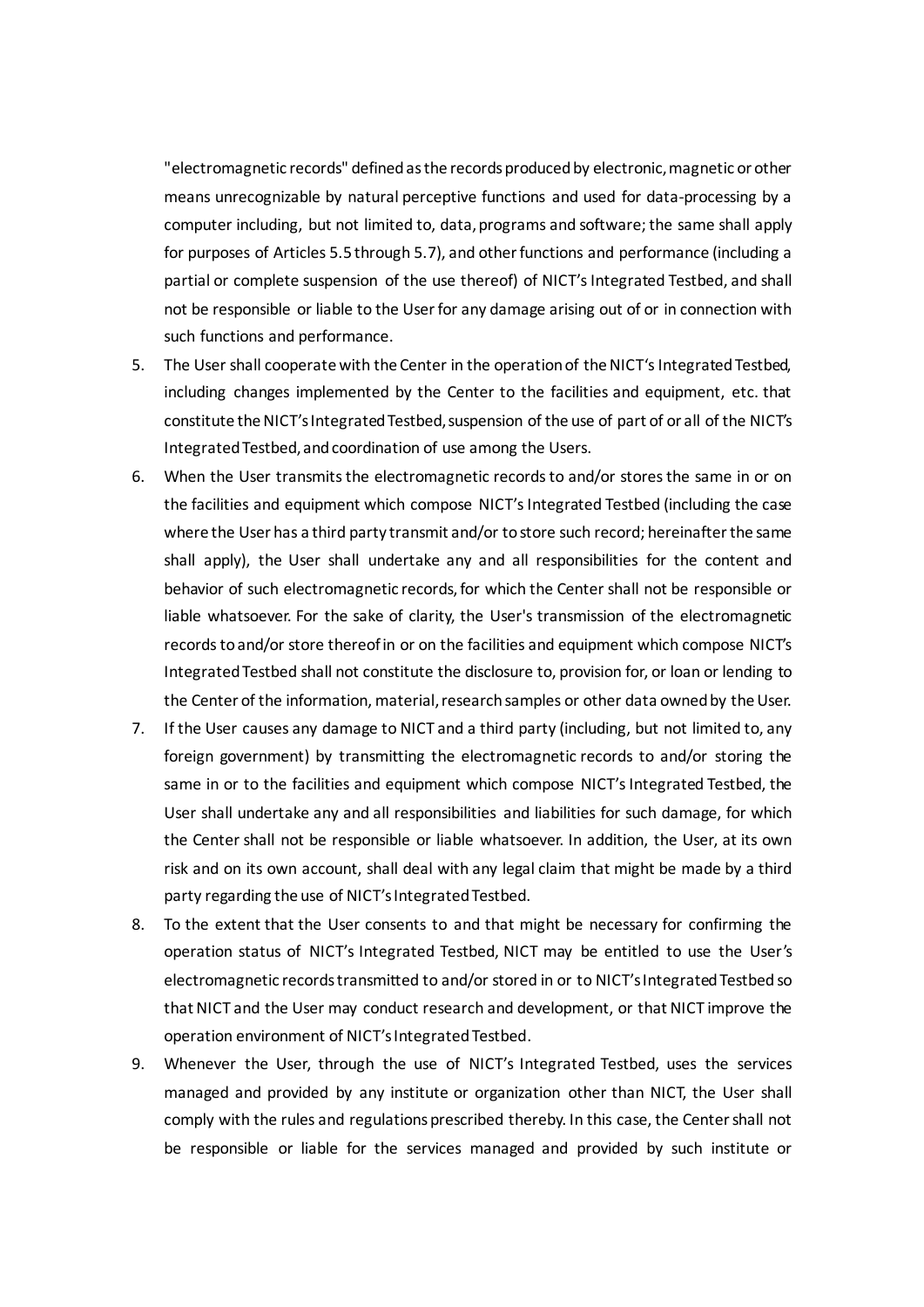"electromagnetic records" defined as the records produced by electronic, magnetic or other means unrecognizable by natural perceptive functions and used for data-processing by a computer including, but not limited to, data, programs and software; the same shall apply for purposes of Articles 5.5 through 5.7), and other functions and performance (including a partial or complete suspension of the use thereof) of NICT's Integrated Testbed, and shall not be responsible or liable to the User for any damage arising out of or in connection with such functions and performance.

5. The User shall cooperate with the Center in the operation of the NICT's Integrated Testbed, including changes implemented by the Center to the facilities and equipment, etc. that constitute the NICT's Integrated Testbed, suspension of the use of part of or all of the NICT's Integrated Testbed, and coordination of use among the Users.
6. When the User transmits the electromagnetic records to and/or stores the same in or on the facilities and equipment which compose NICT's Integrated Testbed (including the case where the User has a third party transmit and/or to store such record; hereinafter the same shall apply), the User shall undertake any and all responsibilities for the content and behavior of such electromagnetic records, for which the Center shall not be responsible or liable whatsoever. For the sake of clarity, the User's transmission of the electromagnetic records to and/or store thereof in or on the facilities and equipment which compose NICT's Integrated Testbed shall not constitute the disclosure to, provision for, or loan or lending to the Center of the information, material, research samples or other data owned by the User.
7. If the User causes any damage to NICT and a third party (including, but not limited to, any foreign government) by transmitting the electromagnetic records to and/or storing the same in or to the facilities and equipment which compose NICT's Integrated Testbed, the User shall undertake any and all responsibilities and liabilities for such damage, for which the Center shall not be responsible or liable whatsoever. In addition, the User, at its own risk and on its own account, shall deal with any legal claim that might be made by a third party regarding the use of NICT's Integrated Testbed.
8. To the extent that the User consents to and that might be necessary for confirming the operation status of NICT's Integrated Testbed, NICT may be entitled to use the User's electromagnetic records transmitted to and/or stored in or to NICT's Integrated Testbed so that NICT and the User may conduct research and development, or that NICT improve the operation environment of NICT's Integrated Testbed.
9. Whenever the User, through the use of NICT's Integrated Testbed, uses the services managed and provided by any institute or organization other than NICT, the User shall comply with the rules and regulations prescribed thereby. In this case, the Center shall not be responsible or liable for the services managed and provided by such institute or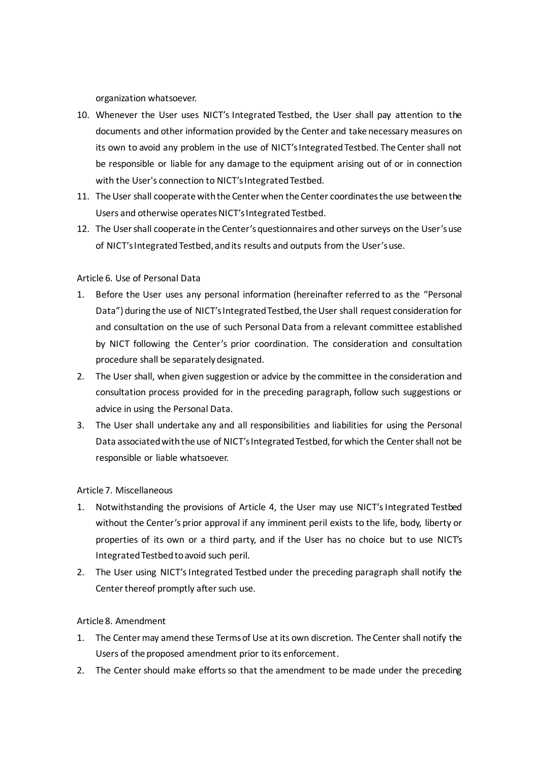organization whatsoever.

10. Whenever the User uses NICT's Integrated Testbed, the User shall pay attention to the documents and other information provided by the Center and take necessary measures on its own to avoid any problem in the use of NICT's Integrated Testbed. The Center shall not be responsible or liable for any damage to the equipment arising out of or in connection with the User's connection to NICT's Integrated Testbed.
11. The User shall cooperate with the Center when the Center coordinates the use between the Users and otherwise operates NICT's Integrated Testbed.
12. The User shall cooperate in the Center's questionnaires and other surveys on the User's use of NICT's Integrated Testbed, and its results and outputs from the User's use.

Article 6. Use of Personal Data

1. Before the User uses any personal information (hereinafter referred to as the "Personal Data") during the use of NICT's Integrated Testbed, the User shall request consideration for and consultation on the use of such Personal Data from a relevant committee established by NICT following the Center's prior coordination. The consideration and consultation procedure shall be separately designated.
2. The User shall, when given suggestion or advice by the committee in the consideration and consultation process provided for in the preceding paragraph, follow such suggestions or advice in using the Personal Data.
3. The User shall undertake any and all responsibilities and liabilities for using the Personal Data associated with the use of NICT's Integrated Testbed, for which the Center shall not be responsible or liable whatsoever.

Article 7. Miscellaneous

1. Notwithstanding the provisions of Article 4, the User may use NICT's Integrated Testbed without the Center's prior approval if any imminent peril exists to the life, body, liberty or properties of its own or a third party, and if the User has no choice but to use NICT's Integrated Testbed to avoid such peril.
2. The User using NICT's Integrated Testbed under the preceding paragraph shall notify the Center thereof promptly after such use.

Article 8. Amendment

1. The Center may amend these Terms of Use at its own discretion. The Center shall notify the Users of the proposed amendment prior to its enforcement.
2. The Center should make efforts so that the amendment to be made under the preceding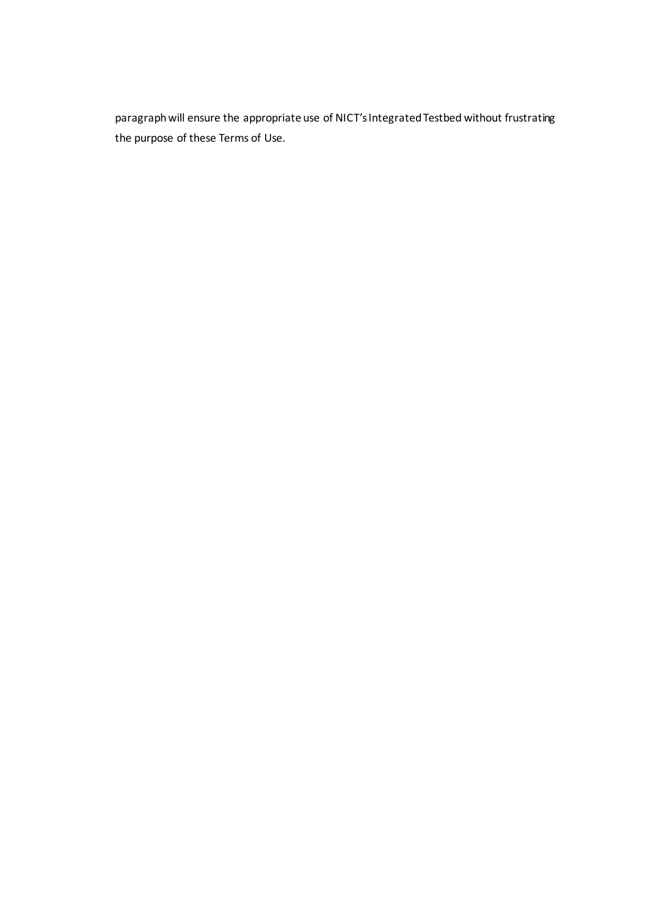paragraph will ensure the appropriate use of NICT's Integrated Testbed without frustrating the purpose of these Terms of Use.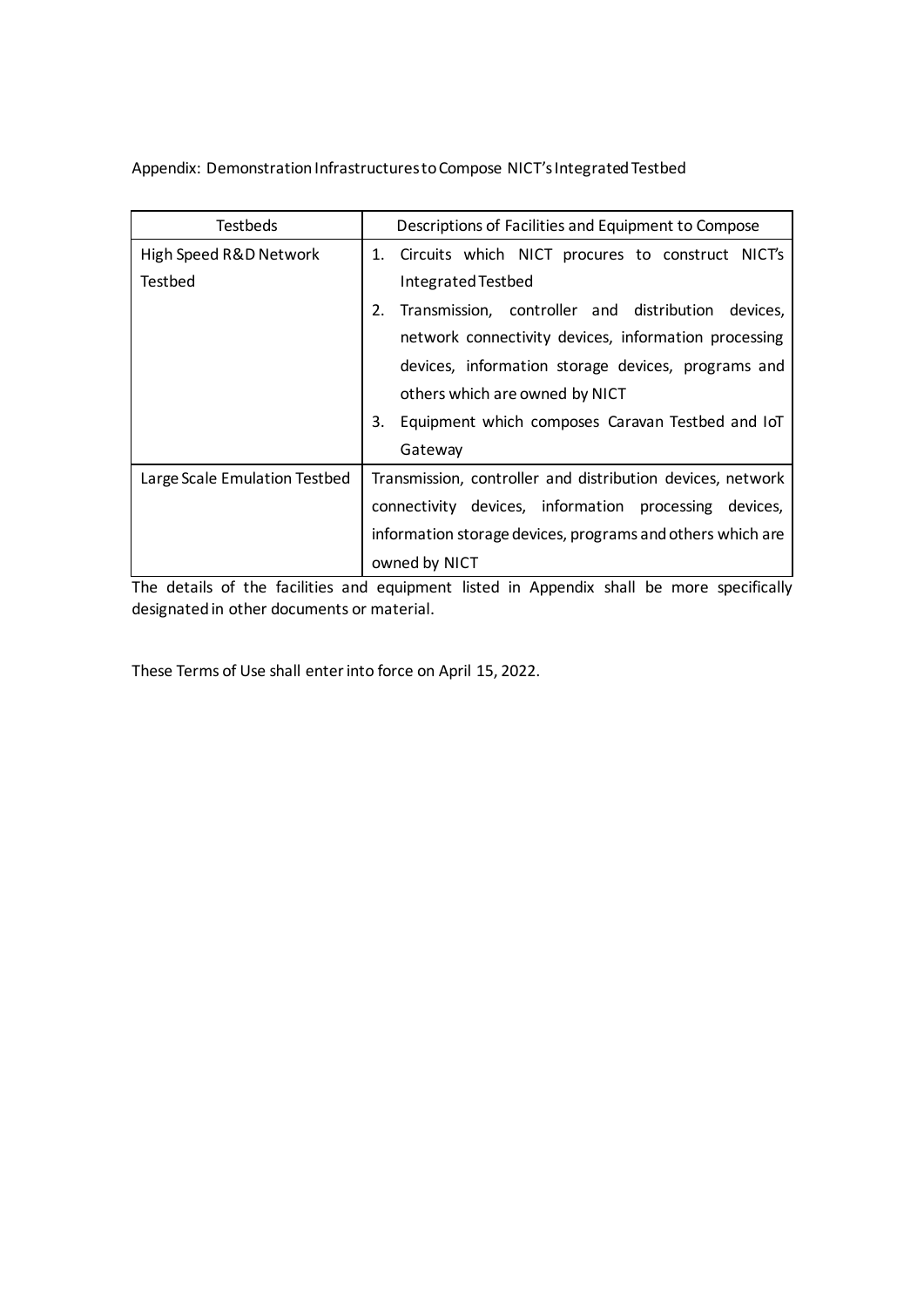Appendix: Demonstration Infrastructures to Compose NICT's Integrated Testbed

| Testbeds | Descriptions of Facilities and Equipment to Compose |
| --- | --- |
| High Speed R&D Network Testbed | 1. Circuits which NICT procures to construct NICT's Integrated Testbed<br>2. Transmission, controller and distribution devices, network connectivity devices, information processing devices, information storage devices, programs and others which are owned by NICT<br>3. Equipment which composes Caravan Testbed and IoT Gateway |
| Large Scale Emulation Testbed | Transmission, controller and distribution devices, network connectivity devices, information processing devices, information storage devices, programs and others which are owned by NICT |

The details of the facilities and equipment listed in Appendix shall be more specifically designated in other documents or material.

These Terms of Use shall enter into force on April 15, 2022.